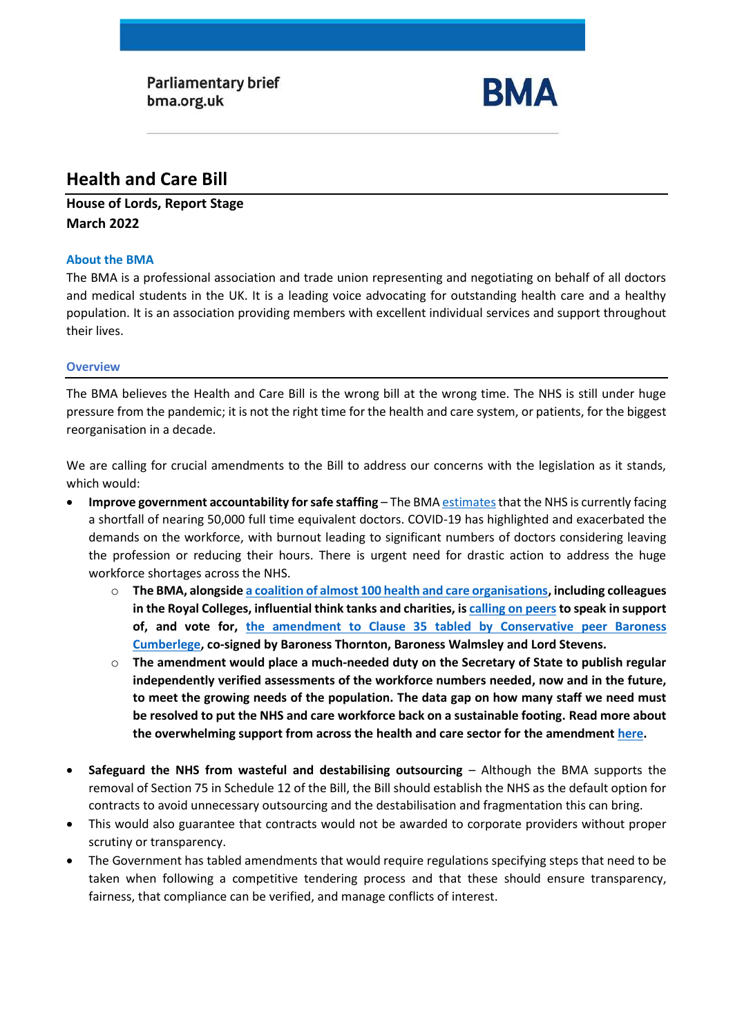Parliamentary brief
bma.org.uk

BMA

# Health and Care Bill

**House of Lords, Report Stage**
**March 2022**

## About the BMA

The BMA is a professional association and trade union representing and negotiating on behalf of all doctors and medical students in the UK. It is a leading voice advocating for outstanding health care and a healthy population. It is an association providing members with excellent individual services and support throughout their lives.

## Overview

The BMA believes the Health and Care Bill is the wrong bill at the wrong time. The NHS is still under huge pressure from the pandemic; it is not the right time for the health and care system, or patients, for the biggest reorganisation in a decade.

We are calling for crucial amendments to the Bill to address our concerns with the legislation as it stands, which would:

- **Improve government accountability for safe staffing** – The BMA estimates that the NHS is currently facing a shortfall of nearing 50,000 full time equivalent doctors. COVID-19 has highlighted and exacerbated the demands on the workforce, with burnout leading to significant numbers of doctors considering leaving the profession or reducing their hours. There is urgent need for drastic action to address the huge workforce shortages across the NHS.
    - **The BMA, alongside a coalition of almost 100 health and care organisations, including colleagues in the Royal Colleges, influential think tanks and charities, is calling on peers to speak in support of, and vote for, the amendment to Clause 35 tabled by Conservative peer Baroness Cumberlege, co-signed by Baroness Thornton, Baroness Walmsley and Lord Stevens.**
    - **The amendment would place a much-needed duty on the Secretary of State to publish regular independently verified assessments of the workforce numbers needed, now and in the future, to meet the growing needs of the population. The data gap on how many staff we need must be resolved to put the NHS and care workforce back on a sustainable footing. Read more about the overwhelming support from across the health and care sector for the amendment here.**

- **Safeguard the NHS from wasteful and destabilising outsourcing** – Although the BMA supports the removal of Section 75 in Schedule 12 of the Bill, the Bill should establish the NHS as the default option for contracts to avoid unnecessary outsourcing and the destabilisation and fragmentation this can bring.
- This would also guarantee that contracts would not be awarded to corporate providers without proper scrutiny or transparency.
- The Government has tabled amendments that would require regulations specifying steps that need to be taken when following a competitive tendering process and that these should ensure transparency, fairness, that compliance can be verified, and manage conflicts of interest.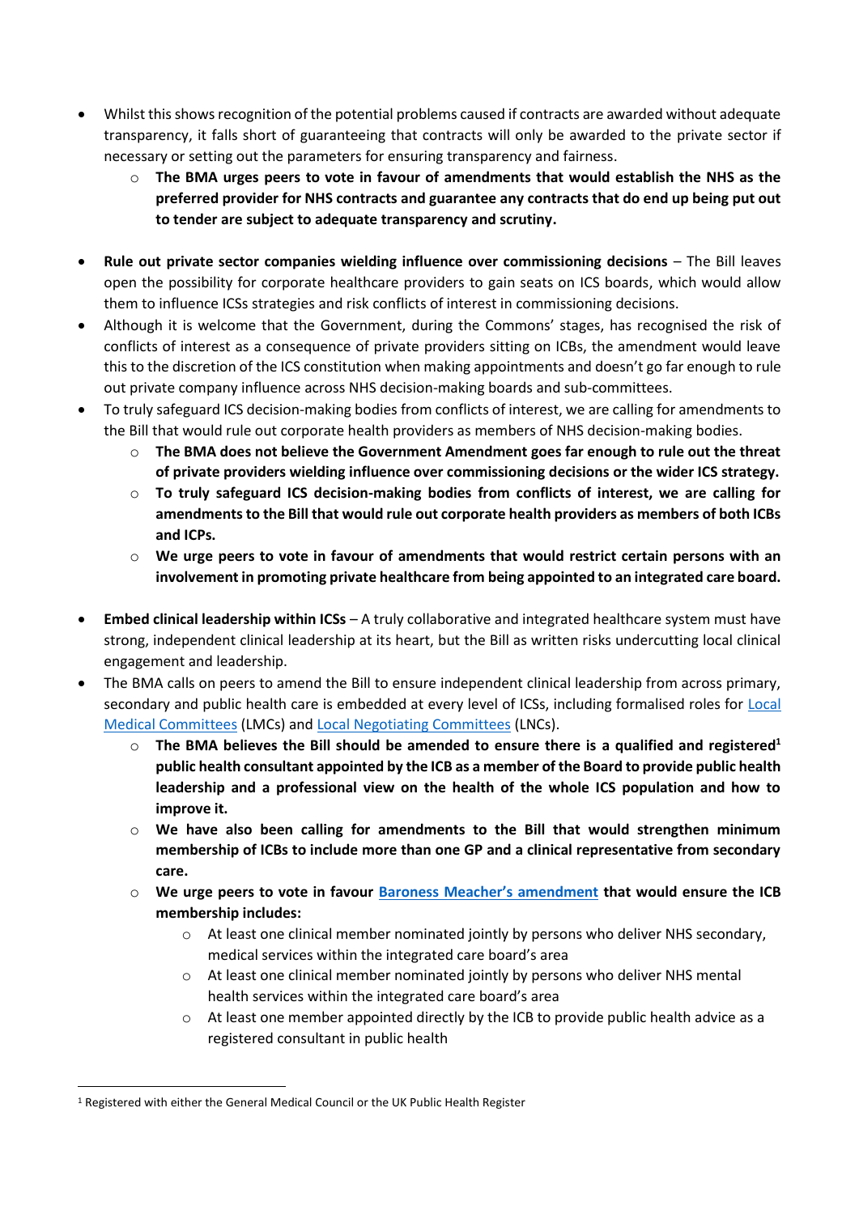- Whilst this shows recognition of the potential problems caused if contracts are awarded without adequate transparency, it falls short of guaranteeing that contracts will only be awarded to the private sector if necessary or setting out the parameters for ensuring transparency and fairness.
  - **The BMA urges peers to vote in favour of amendments that would establish the NHS as the preferred provider for NHS contracts and guarantee any contracts that do end up being put out to tender are subject to adequate transparency and scrutiny.**

- **Rule out private sector companies wielding influence over commissioning decisions** – The Bill leaves open the possibility for corporate healthcare providers to gain seats on ICS boards, which would allow them to influence ICSs strategies and risk conflicts of interest in commissioning decisions.
- Although it is welcome that the Government, during the Commons' stages, has recognised the risk of conflicts of interest as a consequence of private providers sitting on ICBs, the amendment would leave this to the discretion of the ICS constitution when making appointments and doesn't go far enough to rule out private company influence across NHS decision-making boards and sub-committees.
- To truly safeguard ICS decision-making bodies from conflicts of interest, we are calling for amendments to the Bill that would rule out corporate health providers as members of NHS decision-making bodies.
  - **The BMA does not believe the Government Amendment goes far enough to rule out the threat of private providers wielding influence over commissioning decisions or the wider ICS strategy.**
  - **To truly safeguard ICS decision-making bodies from conflicts of interest, we are calling for amendments to the Bill that would rule out corporate health providers as members of both ICBs and ICPs.**
  - **We urge peers to vote in favour of amendments that would restrict certain persons with an involvement in promoting private healthcare from being appointed to an integrated care board.**

- **Embed clinical leadership within ICSs** – A truly collaborative and integrated healthcare system must have strong, independent clinical leadership at its heart, but the Bill as written risks undercutting local clinical engagement and leadership.
- The BMA calls on peers to amend the Bill to ensure independent clinical leadership from across primary, secondary and public health care is embedded at every level of ICSs, including formalised roles for [Local Medical Committees]() (LMCs) and [Local Negotiating Committees]() (LNCs).
  - **The BMA believes the Bill should be amended to ensure there is a qualified and registered[1] public health consultant appointed by the ICB as a member of the Board to provide public health leadership and a professional view on the health of the whole ICS population and how to improve it.**
  - **We have also been calling for amendments to the Bill that would strengthen minimum membership of ICBs to include more than one GP and a clinical representative from secondary care.**
  - **We urge peers to vote in favour [Baroness Meacher's amendment]() that would ensure the ICB membership includes:**
    - At least one clinical member nominated jointly by persons who deliver NHS secondary, medical services within the integrated care board's area
    - At least one clinical member nominated jointly by persons who deliver NHS mental health services within the integrated care board's area
    - At least one member appointed directly by the ICB to provide public health advice as a registered consultant in public health

[1] Registered with either the General Medical Council or the UK Public Health Register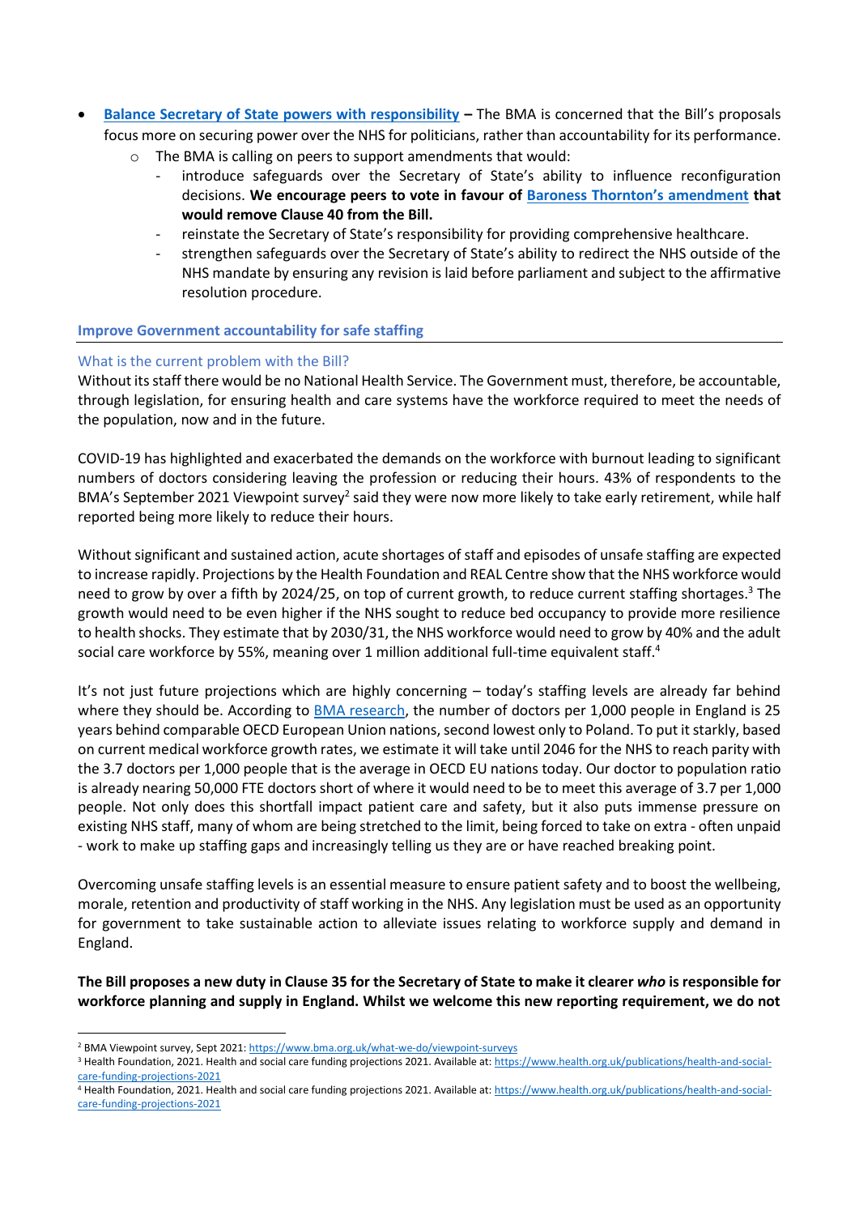- **Balance Secretary of State powers with responsibility –** The BMA is concerned that the Bill's proposals focus more on securing power over the NHS for politicians, rather than accountability for its performance.
  - The BMA is calling on peers to support amendments that would:
    - introduce safeguards over the Secretary of State's ability to influence reconfiguration decisions. **We encourage peers to vote in favour of Baroness Thornton's amendment that would remove Clause 40 from the Bill.**
    - reinstate the Secretary of State's responsibility for providing comprehensive healthcare.
    - strengthen safeguards over the Secretary of State's ability to redirect the NHS outside of the NHS mandate by ensuring any revision is laid before parliament and subject to the affirmative resolution procedure.

## Improve Government accountability for safe staffing

### What is the current problem with the Bill?

Without its staff there would be no National Health Service. The Government must, therefore, be accountable, through legislation, for ensuring health and care systems have the workforce required to meet the needs of the population, now and in the future.

COVID-19 has highlighted and exacerbated the demands on the workforce with burnout leading to significant numbers of doctors considering leaving the profession or reducing their hours. 43% of respondents to the BMA's September 2021 Viewpoint survey[2] said they were now more likely to take early retirement, while half reported being more likely to reduce their hours.

Without significant and sustained action, acute shortages of staff and episodes of unsafe staffing are expected to increase rapidly. Projections by the Health Foundation and REAL Centre show that the NHS workforce would need to grow by over a fifth by 2024/25, on top of current growth, to reduce current staffing shortages.[3] The growth would need to be even higher if the NHS sought to reduce bed occupancy to provide more resilience to health shocks. They estimate that by 2030/31, the NHS workforce would need to grow by 40% and the adult social care workforce by 55%, meaning over 1 million additional full-time equivalent staff.[4]

It's not just future projections which are highly concerning – today's staffing levels are already far behind where they should be. According to BMA research, the number of doctors per 1,000 people in England is 25 years behind comparable OECD European Union nations, second lowest only to Poland. To put it starkly, based on current medical workforce growth rates, we estimate it will take until 2046 for the NHS to reach parity with the 3.7 doctors per 1,000 people that is the average in OECD EU nations today. Our doctor to population ratio is already nearing 50,000 FTE doctors short of where it would need to be to meet this average of 3.7 per 1,000 people. Not only does this shortfall impact patient care and safety, but it also puts immense pressure on existing NHS staff, many of whom are being stretched to the limit, being forced to take on extra - often unpaid - work to make up staffing gaps and increasingly telling us they are or have reached breaking point.

Overcoming unsafe staffing levels is an essential measure to ensure patient safety and to boost the wellbeing, morale, retention and productivity of staff working in the NHS. Any legislation must be used as an opportunity for government to take sustainable action to alleviate issues relating to workforce supply and demand in England.

**The Bill proposes a new duty in Clause 35 for the Secretary of State to make it clearer *who* is responsible for workforce planning and supply in England. Whilst we welcome this new reporting requirement, we do not**

---

[2] BMA Viewpoint survey, Sept 2021: https://www.bma.org.uk/what-we-do/viewpoint-surveys

[3] Health Foundation, 2021. Health and social care funding projections 2021. Available at: https://www.health.org.uk/publications/health-and-social-care-funding-projections-2021

[4] Health Foundation, 2021. Health and social care funding projections 2021. Available at: https://www.health.org.uk/publications/health-and-social-care-funding-projections-2021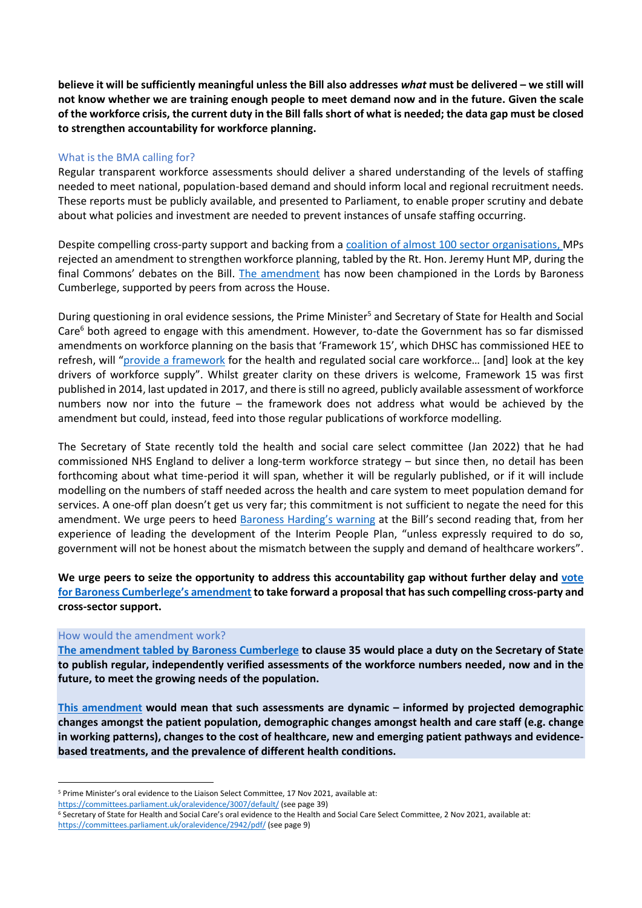**believe it will be sufficiently meaningful unless the Bill also addresses *what* must be delivered – we still will not know whether we are training enough people to meet demand now and in the future. Given the scale of the workforce crisis, the current duty in the Bill falls short of what is needed; the data gap must be closed to strengthen accountability for workforce planning.**

### What is the BMA calling for?

Regular transparent workforce assessments should deliver a shared understanding of the levels of staffing needed to meet national, population-based demand and should inform local and regional recruitment needs. These reports must be publicly available, and presented to Parliament, to enable proper scrutiny and debate about what policies and investment are needed to prevent instances of unsafe staffing occurring.

Despite compelling cross-party support and backing from a coalition of almost 100 sector organisations, MPs rejected an amendment to strengthen workforce planning, tabled by the Rt. Hon. Jeremy Hunt MP, during the final Commons' debates on the Bill. The amendment has now been championed in the Lords by Baroness Cumberlege, supported by peers from across the House.

During questioning in oral evidence sessions, the Prime Minister[5] and Secretary of State for Health and Social Care[6] both agreed to engage with this amendment. However, to-date the Government has so far dismissed amendments on workforce planning on the basis that 'Framework 15', which DHSC has commissioned HEE to refresh, will "provide a framework for the health and regulated social care workforce… [and] look at the key drivers of workforce supply". Whilst greater clarity on these drivers is welcome, Framework 15 was first published in 2014, last updated in 2017, and there is still no agreed, publicly available assessment of workforce numbers now nor into the future – the framework does not address what would be achieved by the amendment but could, instead, feed into those regular publications of workforce modelling.

The Secretary of State recently told the health and social care select committee (Jan 2022) that he had commissioned NHS England to deliver a long-term workforce strategy – but since then, no detail has been forthcoming about what time-period it will span, whether it will be regularly published, or if it will include modelling on the numbers of staff needed across the health and care system to meet population demand for services. A one-off plan doesn't get us very far; this commitment is not sufficient to negate the need for this amendment. We urge peers to heed Baroness Harding's warning at the Bill's second reading that, from her experience of leading the development of the Interim People Plan, "unless expressly required to do so, government will not be honest about the mismatch between the supply and demand of healthcare workers".

**We urge peers to seize the opportunity to address this accountability gap without further delay and vote for Baroness Cumberlege's amendment to take forward a proposal that has such compelling cross-party and cross-sector support.**

### How would the amendment work?

**The amendment tabled by Baroness Cumberlege to clause 35 would place a duty on the Secretary of State to publish regular, independently verified assessments of the workforce numbers needed, now and in the future, to meet the growing needs of the population.**

**This amendment would mean that such assessments are dynamic – informed by projected demographic changes amongst the patient population, demographic changes amongst health and care staff (e.g. change in working patterns), changes to the cost of healthcare, new and emerging patient pathways and evidence-based treatments, and the prevalence of different health conditions.**

---

[5] Prime Minister's oral evidence to the Liaison Select Committee, 17 Nov 2021, available at: https://committees.parliament.uk/oralevidence/3007/default/ (see page 39)

[6] Secretary of State for Health and Social Care's oral evidence to the Health and Social Care Select Committee, 2 Nov 2021, available at: https://committees.parliament.uk/oralevidence/2942/pdf/ (see page 9)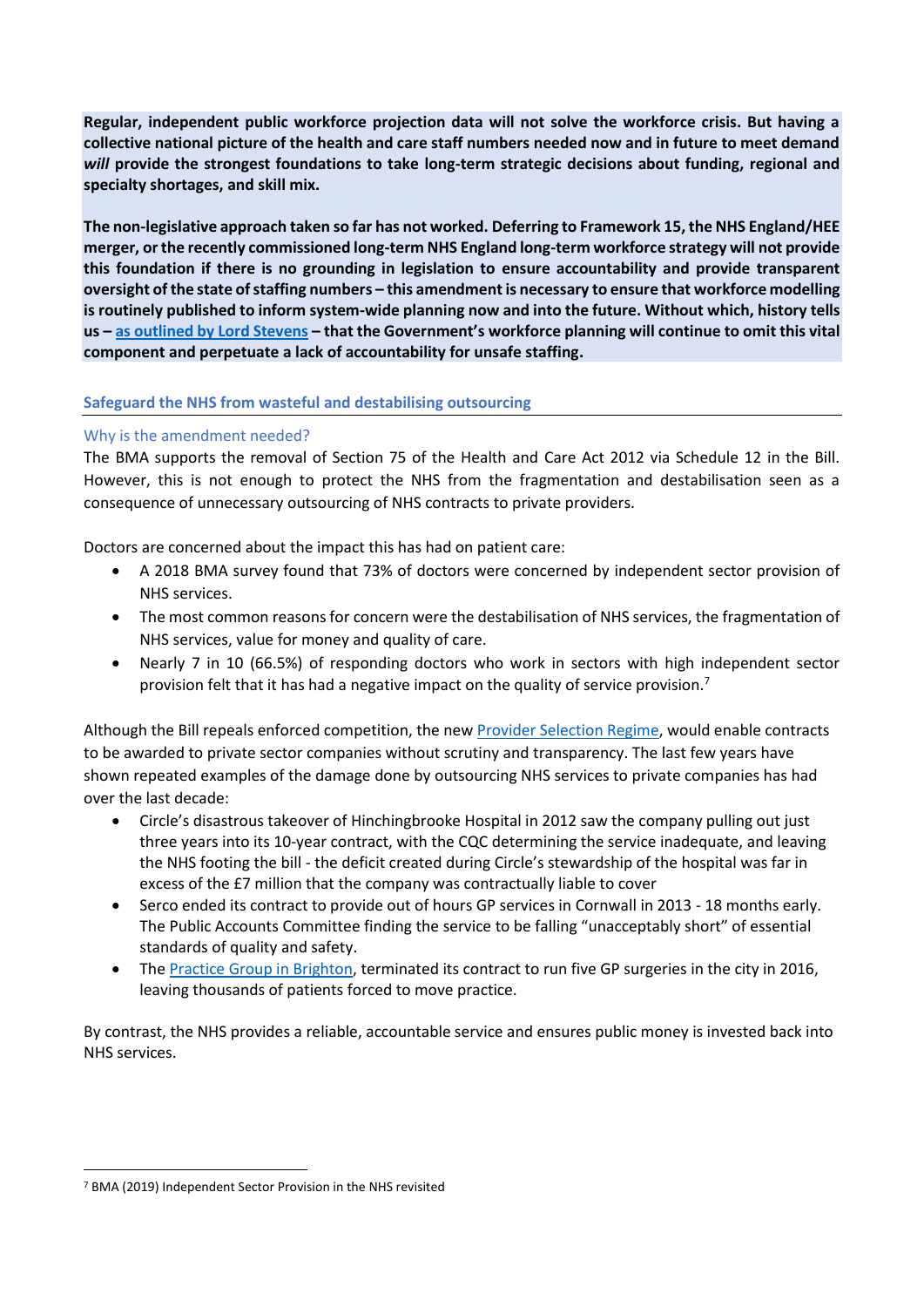**Regular, independent public workforce projection data will not solve the workforce crisis. But having a collective national picture of the health and care staff numbers needed now and in future to meet demand *will* provide the strongest foundations to take long-term strategic decisions about funding, regional and specialty shortages, and skill mix.**

**The non-legislative approach taken so far has not worked. Deferring to Framework 15, the NHS England/HEE merger, or the recently commissioned long-term NHS England long-term workforce strategy will not provide this foundation if there is no grounding in legislation to ensure accountability and provide transparent oversight of the state of staffing numbers – this amendment is necessary to ensure that workforce modelling is routinely published to inform system-wide planning now and into the future. Without which, history tells us – as outlined by Lord Stevens – that the Government's workforce planning will continue to omit this vital component and perpetuate a lack of accountability for unsafe staffing.**

## Safeguard the NHS from wasteful and destabilising outsourcing

### Why is the amendment needed?

The BMA supports the removal of Section 75 of the Health and Care Act 2012 via Schedule 12 in the Bill. However, this is not enough to protect the NHS from the fragmentation and destabilisation seen as a consequence of unnecessary outsourcing of NHS contracts to private providers.

Doctors are concerned about the impact this has had on patient care:

- A 2018 BMA survey found that 73% of doctors were concerned by independent sector provision of NHS services.
- The most common reasons for concern were the destabilisation of NHS services, the fragmentation of NHS services, value for money and quality of care.
- Nearly 7 in 10 (66.5%) of responding doctors who work in sectors with high independent sector provision felt that it has had a negative impact on the quality of service provision.[7]

Although the Bill repeals enforced competition, the new Provider Selection Regime, would enable contracts to be awarded to private sector companies without scrutiny and transparency. The last few years have shown repeated examples of the damage done by outsourcing NHS services to private companies has had over the last decade:

- Circle's disastrous takeover of Hinchingbrooke Hospital in 2012 saw the company pulling out just three years into its 10-year contract, with the CQC determining the service inadequate, and leaving the NHS footing the bill - the deficit created during Circle's stewardship of the hospital was far in excess of the £7 million that the company was contractually liable to cover
- Serco ended its contract to provide out of hours GP services in Cornwall in 2013 - 18 months early. The Public Accounts Committee finding the service to be falling "unacceptably short" of essential standards of quality and safety.
- The Practice Group in Brighton, terminated its contract to run five GP surgeries in the city in 2016, leaving thousands of patients forced to move practice.

By contrast, the NHS provides a reliable, accountable service and ensures public money is invested back into NHS services.

---

[7] BMA (2019) Independent Sector Provision in the NHS revisited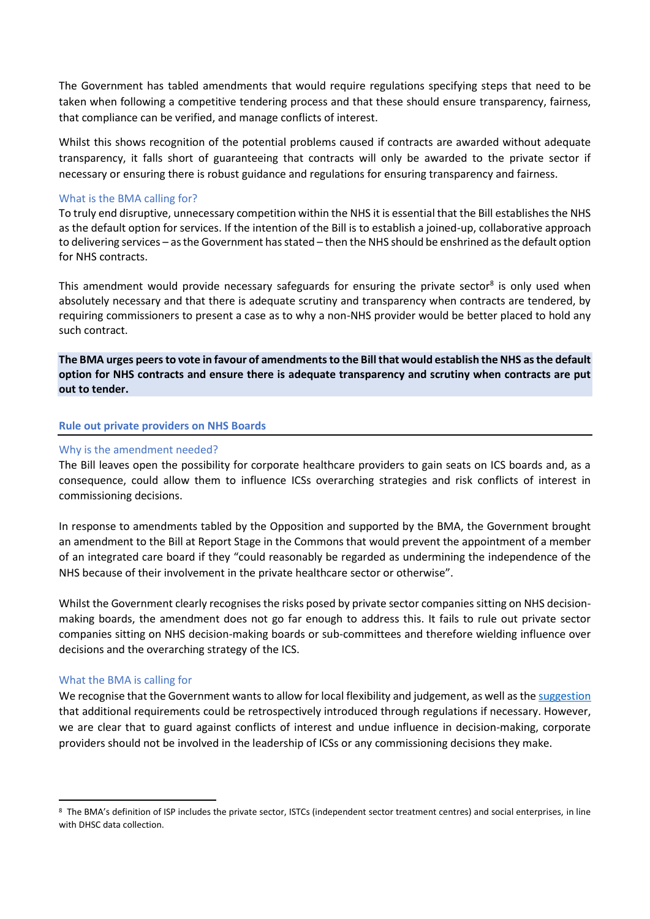The Government has tabled amendments that would require regulations specifying steps that need to be taken when following a competitive tendering process and that these should ensure transparency, fairness, that compliance can be verified, and manage conflicts of interest.

Whilst this shows recognition of the potential problems caused if contracts are awarded without adequate transparency, it falls short of guaranteeing that contracts will only be awarded to the private sector if necessary or ensuring there is robust guidance and regulations for ensuring transparency and fairness.

### What is the BMA calling for?

To truly end disruptive, unnecessary competition within the NHS it is essential that the Bill establishes the NHS as the default option for services. If the intention of the Bill is to establish a joined-up, collaborative approach to delivering services – as the Government has stated – then the NHS should be enshrined as the default option for NHS contracts.

This amendment would provide necessary safeguards for ensuring the private sector[8] is only used when absolutely necessary and that there is adequate scrutiny and transparency when contracts are tendered, by requiring commissioners to present a case as to why a non-NHS provider would be better placed to hold any such contract.

**The BMA urges peers to vote in favour of amendments to the Bill that would establish the NHS as the default option for NHS contracts and ensure there is adequate transparency and scrutiny when contracts are put out to tender.**

## Rule out private providers on NHS Boards

### Why is the amendment needed?

The Bill leaves open the possibility for corporate healthcare providers to gain seats on ICS boards and, as a consequence, could allow them to influence ICSs overarching strategies and risk conflicts of interest in commissioning decisions.

In response to amendments tabled by the Opposition and supported by the BMA, the Government brought an amendment to the Bill at Report Stage in the Commons that would prevent the appointment of a member of an integrated care board if they "could reasonably be regarded as undermining the independence of the NHS because of their involvement in the private healthcare sector or otherwise".

Whilst the Government clearly recognises the risks posed by private sector companies sitting on NHS decision-making boards, the amendment does not go far enough to address this. It fails to rule out private sector companies sitting on NHS decision-making boards or sub-committees and therefore wielding influence over decisions and the overarching strategy of the ICS.

### What the BMA is calling for

We recognise that the Government wants to allow for local flexibility and judgement, as well as the suggestion that additional requirements could be retrospectively introduced through regulations if necessary. However, we are clear that to guard against conflicts of interest and undue influence in decision-making, corporate providers should not be involved in the leadership of ICSs or any commissioning decisions they make.

---

[8] The BMA's definition of ISP includes the private sector, ISTCs (independent sector treatment centres) and social enterprises, in line with DHSC data collection.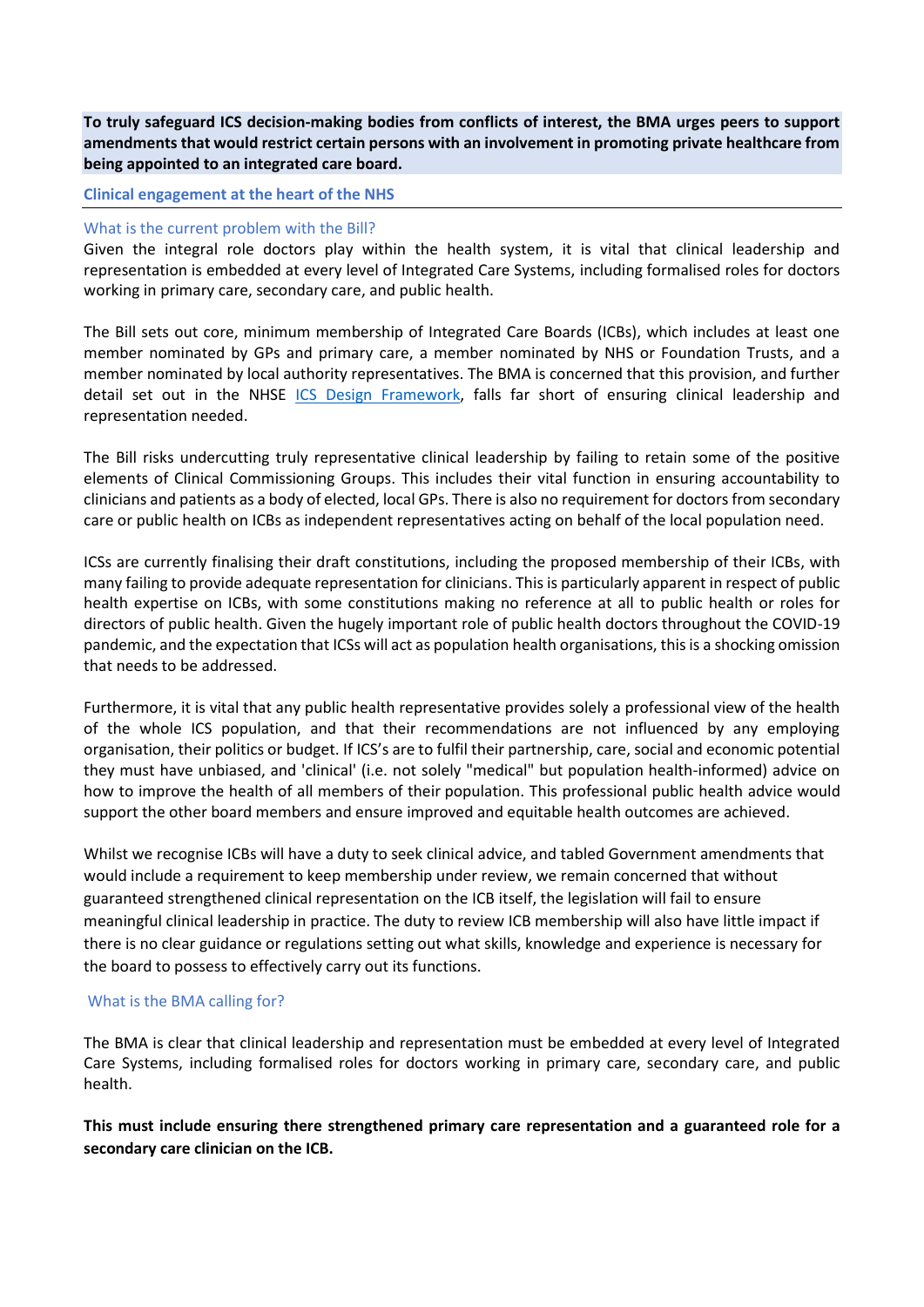**To truly safeguard ICS decision-making bodies from conflicts of interest, the BMA urges peers to support amendments that would restrict certain persons with an involvement in promoting private healthcare from being appointed to an integrated care board.**

## Clinical engagement at the heart of the NHS

### What is the current problem with the Bill?

Given the integral role doctors play within the health system, it is vital that clinical leadership and representation is embedded at every level of Integrated Care Systems, including formalised roles for doctors working in primary care, secondary care, and public health.

The Bill sets out core, minimum membership of Integrated Care Boards (ICBs), which includes at least one member nominated by GPs and primary care, a member nominated by NHS or Foundation Trusts, and a member nominated by local authority representatives. The BMA is concerned that this provision, and further detail set out in the NHSE [ICS Design Framework](), falls far short of ensuring clinical leadership and representation needed.

The Bill risks undercutting truly representative clinical leadership by failing to retain some of the positive elements of Clinical Commissioning Groups. This includes their vital function in ensuring accountability to clinicians and patients as a body of elected, local GPs. There is also no requirement for doctors from secondary care or public health on ICBs as independent representatives acting on behalf of the local population need.

ICSs are currently finalising their draft constitutions, including the proposed membership of their ICBs, with many failing to provide adequate representation for clinicians. This is particularly apparent in respect of public health expertise on ICBs, with some constitutions making no reference at all to public health or roles for directors of public health. Given the hugely important role of public health doctors throughout the COVID-19 pandemic, and the expectation that ICSs will act as population health organisations, this is a shocking omission that needs to be addressed.

Furthermore, it is vital that any public health representative provides solely a professional view of the health of the whole ICS population, and that their recommendations are not influenced by any employing organisation, their politics or budget. If ICS's are to fulfil their partnership, care, social and economic potential they must have unbiased, and 'clinical' (i.e. not solely "medical" but population health-informed) advice on how to improve the health of all members of their population. This professional public health advice would support the other board members and ensure improved and equitable health outcomes are achieved.

Whilst we recognise ICBs will have a duty to seek clinical advice, and tabled Government amendments that would include a requirement to keep membership under review, we remain concerned that without guaranteed strengthened clinical representation on the ICB itself, the legislation will fail to ensure meaningful clinical leadership in practice. The duty to review ICB membership will also have little impact if there is no clear guidance or regulations setting out what skills, knowledge and experience is necessary for the board to possess to effectively carry out its functions.

### What is the BMA calling for?

The BMA is clear that clinical leadership and representation must be embedded at every level of Integrated Care Systems, including formalised roles for doctors working in primary care, secondary care, and public health.

**This must include ensuring there strengthened primary care representation and a guaranteed role for a secondary care clinician on the ICB.**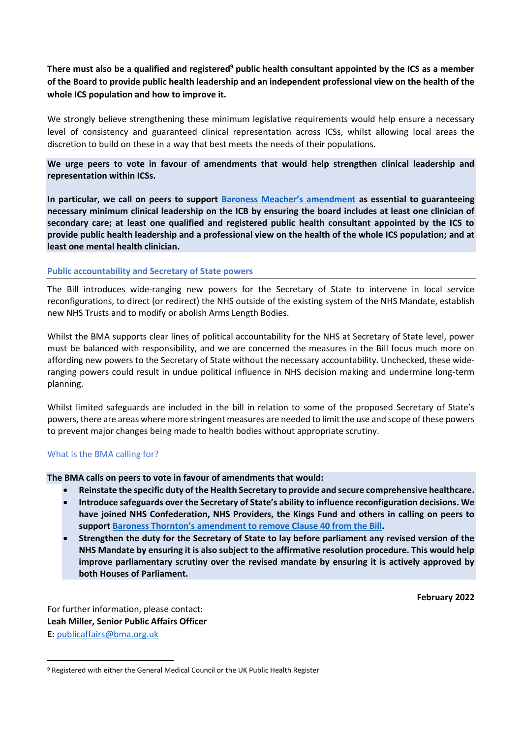**There must also be a qualified and registered[9] public health consultant appointed by the ICS as a member of the Board to provide public health leadership and an independent professional view on the health of the whole ICS population and how to improve it.**

We strongly believe strengthening these minimum legislative requirements would help ensure a necessary level of consistency and guaranteed clinical representation across ICSs, whilst allowing local areas the discretion to build on these in a way that best meets the needs of their populations.

**We urge peers to vote in favour of amendments that would help strengthen clinical leadership and representation within ICSs.**

**In particular, we call on peers to support [Baroness Meacher's amendment] as essential to guaranteeing necessary minimum clinical leadership on the ICB by ensuring the board includes at least one clinician of secondary care; at least one qualified and registered public health consultant appointed by the ICS to provide public health leadership and a professional view on the health of the whole ICS population; and at least one mental health clinician.**

## Public accountability and Secretary of State powers

The Bill introduces wide-ranging new powers for the Secretary of State to intervene in local service reconfigurations, to direct (or redirect) the NHS outside of the existing system of the NHS Mandate, establish new NHS Trusts and to modify or abolish Arms Length Bodies.

Whilst the BMA supports clear lines of political accountability for the NHS at Secretary of State level, power must be balanced with responsibility, and we are concerned the measures in the Bill focus much more on affording new powers to the Secretary of State without the necessary accountability. Unchecked, these wide-ranging powers could result in undue political influence in NHS decision making and undermine long-term planning.

Whilst limited safeguards are included in the bill in relation to some of the proposed Secretary of State's powers, there are areas where more stringent measures are needed to limit the use and scope of these powers to prevent major changes being made to health bodies without appropriate scrutiny.

### What is the BMA calling for?

**The BMA calls on peers to vote in favour of amendments that would:**

- **Reinstate the specific duty of the Health Secretary to provide and secure comprehensive healthcare.**
- **Introduce safeguards over the Secretary of State's ability to influence reconfiguration decisions. We have joined NHS Confederation, NHS Providers, the Kings Fund and others in calling on peers to support [Baroness Thornton's amendment to remove Clause 40 from the Bill].**
- **Strengthen the duty for the Secretary of State to lay before parliament any revised version of the NHS Mandate by ensuring it is also subject to the affirmative resolution procedure. This would help improve parliamentary scrutiny over the revised mandate by ensuring it is actively approved by both Houses of Parliament.**

**February 2022**

For further information, please contact:
**Leah Miller, Senior Public Affairs Officer**
**E:** publicaffairs@bma.org.uk

[9] Registered with either the General Medical Council or the UK Public Health Register